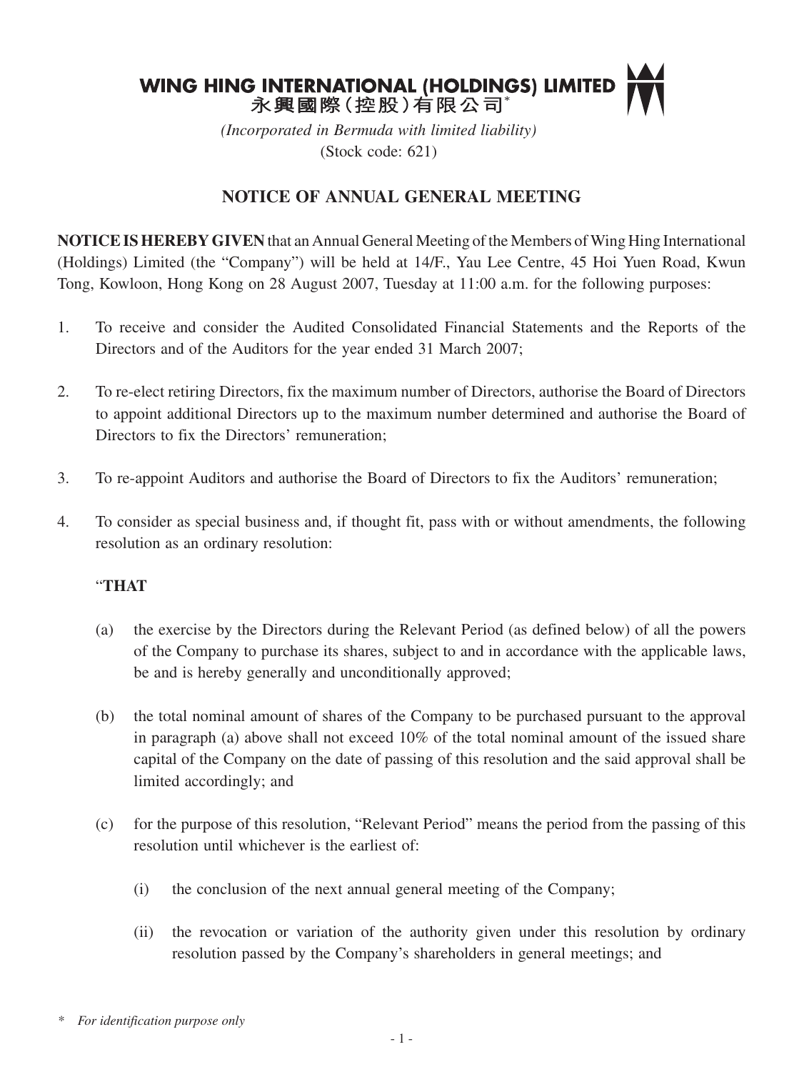# WING HING INTERNATIONAL (HOLDINGS) LIMITED
# 永興國際(控股)有限公司*

*(Incorporated in Bermuda with limited liability)*
(Stock code: 621)

## NOTICE OF ANNUAL GENERAL MEETING

**NOTICE IS HEREBY GIVEN** that an Annual General Meeting of the Members of Wing Hing International (Holdings) Limited (the "Company") will be held at 14/F., Yau Lee Centre, 45 Hoi Yuen Road, Kwun Tong, Kowloon, Hong Kong on 28 August 2007, Tuesday at 11:00 a.m. for the following purposes:

1. To receive and consider the Audited Consolidated Financial Statements and the Reports of the Directors and of the Auditors for the year ended 31 March 2007;

2. To re-elect retiring Directors, fix the maximum number of Directors, authorise the Board of Directors to appoint additional Directors up to the maximum number determined and authorise the Board of Directors to fix the Directors' remuneration;

3. To re-appoint Auditors and authorise the Board of Directors to fix the Auditors' remuneration;

4. To consider as special business and, if thought fit, pass with or without amendments, the following resolution as an ordinary resolution:

   "**THAT**

   (a) the exercise by the Directors during the Relevant Period (as defined below) of all the powers of the Company to purchase its shares, subject to and in accordance with the applicable laws, be and is hereby generally and unconditionally approved;

   (b) the total nominal amount of shares of the Company to be purchased pursuant to the approval in paragraph (a) above shall not exceed 10% of the total nominal amount of the issued share capital of the Company on the date of passing of this resolution and the said approval shall be limited accordingly; and

   (c) for the purpose of this resolution, "Relevant Period" means the period from the passing of this resolution until whichever is the earliest of:

      (i) the conclusion of the next annual general meeting of the Company;

      (ii) the revocation or variation of the authority given under this resolution by ordinary resolution passed by the Company's shareholders in general meetings; and

\* *For identification purpose only*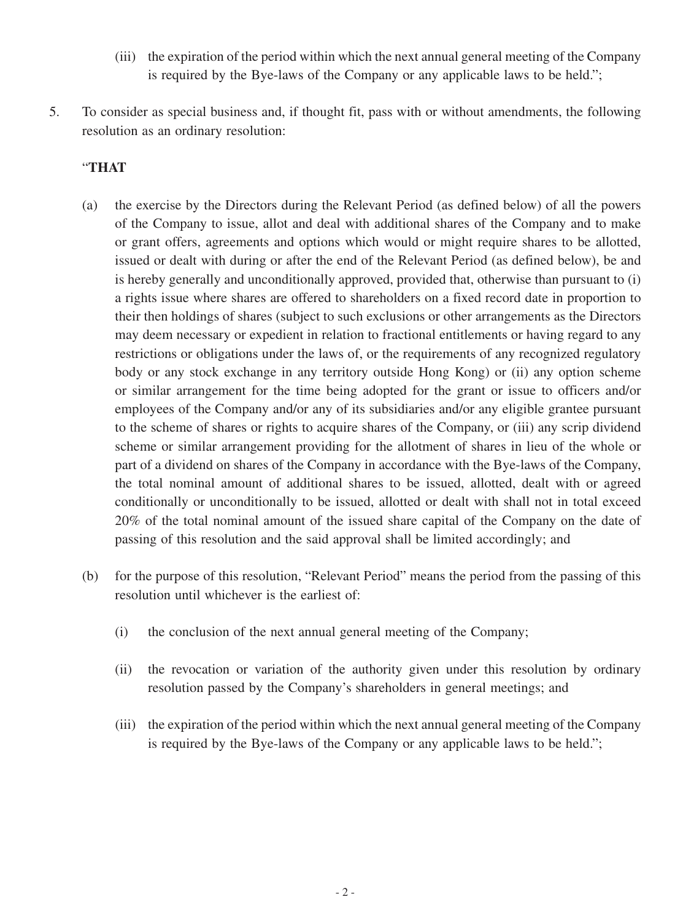(iii) the expiration of the period within which the next annual general meeting of the Company is required by the Bye-laws of the Company or any applicable laws to be held.";

5. To consider as special business and, if thought fit, pass with or without amendments, the following resolution as an ordinary resolution:

"**THAT**

(a) the exercise by the Directors during the Relevant Period (as defined below) of all the powers of the Company to issue, allot and deal with additional shares of the Company and to make or grant offers, agreements and options which would or might require shares to be allotted, issued or dealt with during or after the end of the Relevant Period (as defined below), be and is hereby generally and unconditionally approved, provided that, otherwise than pursuant to (i) a rights issue where shares are offered to shareholders on a fixed record date in proportion to their then holdings of shares (subject to such exclusions or other arrangements as the Directors may deem necessary or expedient in relation to fractional entitlements or having regard to any restrictions or obligations under the laws of, or the requirements of any recognized regulatory body or any stock exchange in any territory outside Hong Kong) or (ii) any option scheme or similar arrangement for the time being adopted for the grant or issue to officers and/or employees of the Company and/or any of its subsidiaries and/or any eligible grantee pursuant to the scheme of shares or rights to acquire shares of the Company, or (iii) any scrip dividend scheme or similar arrangement providing for the allotment of shares in lieu of the whole or part of a dividend on shares of the Company in accordance with the Bye-laws of the Company, the total nominal amount of additional shares to be issued, allotted, dealt with or agreed conditionally or unconditionally to be issued, allotted or dealt with shall not in total exceed 20% of the total nominal amount of the issued share capital of the Company on the date of passing of this resolution and the said approval shall be limited accordingly; and

(b) for the purpose of this resolution, "Relevant Period" means the period from the passing of this resolution until whichever is the earliest of:

(i) the conclusion of the next annual general meeting of the Company;

(ii) the revocation or variation of the authority given under this resolution by ordinary resolution passed by the Company's shareholders in general meetings; and

(iii) the expiration of the period within which the next annual general meeting of the Company is required by the Bye-laws of the Company or any applicable laws to be held.";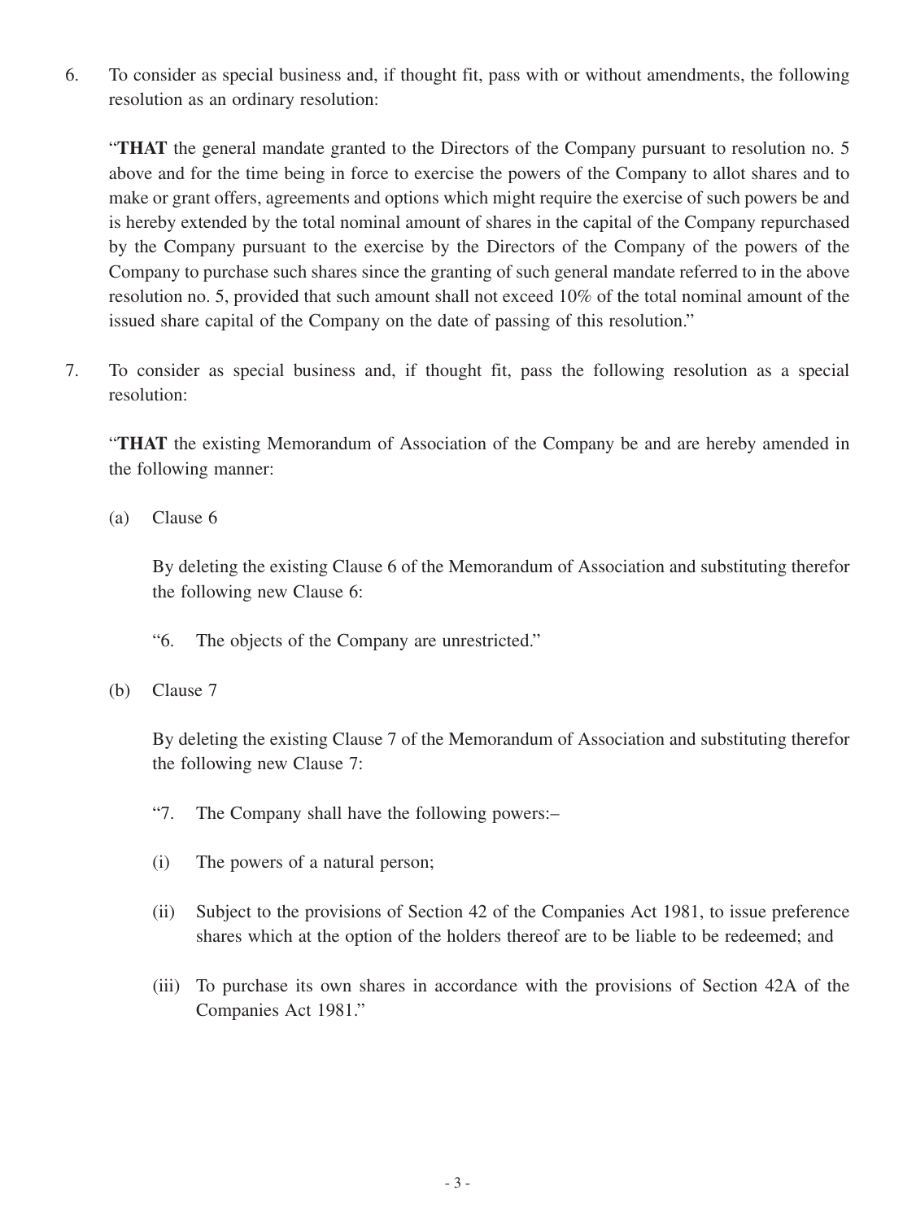6. To consider as special business and, if thought fit, pass with or without amendments, the following resolution as an ordinary resolution:

   "**THAT** the general mandate granted to the Directors of the Company pursuant to resolution no. 5 above and for the time being in force to exercise the powers of the Company to allot shares and to make or grant offers, agreements and options which might require the exercise of such powers be and is hereby extended by the total nominal amount of shares in the capital of the Company repurchased by the Company pursuant to the exercise by the Directors of the Company of the powers of the Company to purchase such shares since the granting of such general mandate referred to in the above resolution no. 5, provided that such amount shall not exceed 10% of the total nominal amount of the issued share capital of the Company on the date of passing of this resolution."

7. To consider as special business and, if thought fit, pass the following resolution as a special resolution:

   "**THAT** the existing Memorandum of Association of the Company be and are hereby amended in the following manner:

   (a) Clause 6

   By deleting the existing Clause 6 of the Memorandum of Association and substituting therefor the following new Clause 6:

   "6. The objects of the Company are unrestricted."

   (b) Clause 7

   By deleting the existing Clause 7 of the Memorandum of Association and substituting therefor the following new Clause 7:

   "7. The Company shall have the following powers:–

   (i) The powers of a natural person;

   (ii) Subject to the provisions of Section 42 of the Companies Act 1981, to issue preference shares which at the option of the holders thereof are to be liable to be redeemed; and

   (iii) To purchase its own shares in accordance with the provisions of Section 42A of the Companies Act 1981."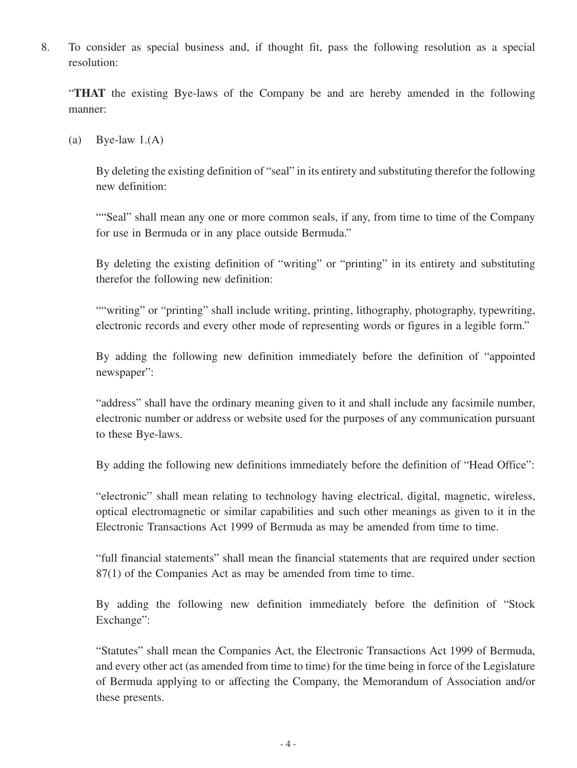8. To consider as special business and, if thought fit, pass the following resolution as a special resolution:

   "**THAT** the existing Bye-laws of the Company be and are hereby amended in the following manner:

   (a) Bye-law 1.(A)

   By deleting the existing definition of "seal" in its entirety and substituting therefor the following new definition:

   ""Seal" shall mean any one or more common seals, if any, from time to time of the Company for use in Bermuda or in any place outside Bermuda."

   By deleting the existing definition of "writing" or "printing" in its entirety and substituting therefor the following new definition:

   ""writing" or "printing" shall include writing, printing, lithography, photography, typewriting, electronic records and every other mode of representing words or figures in a legible form."

   By adding the following new definition immediately before the definition of "appointed newspaper":

   "address" shall have the ordinary meaning given to it and shall include any facsimile number, electronic number or address or website used for the purposes of any communication pursuant to these Bye-laws.

   By adding the following new definitions immediately before the definition of "Head Office":

   "electronic" shall mean relating to technology having electrical, digital, magnetic, wireless, optical electromagnetic or similar capabilities and such other meanings as given to it in the Electronic Transactions Act 1999 of Bermuda as may be amended from time to time.

   "full financial statements" shall mean the financial statements that are required under section 87(1) of the Companies Act as may be amended from time to time.

   By adding the following new definition immediately before the definition of "Stock Exchange":

   "Statutes" shall mean the Companies Act, the Electronic Transactions Act 1999 of Bermuda, and every other act (as amended from time to time) for the time being in force of the Legislature of Bermuda applying to or affecting the Company, the Memorandum of Association and/or these presents.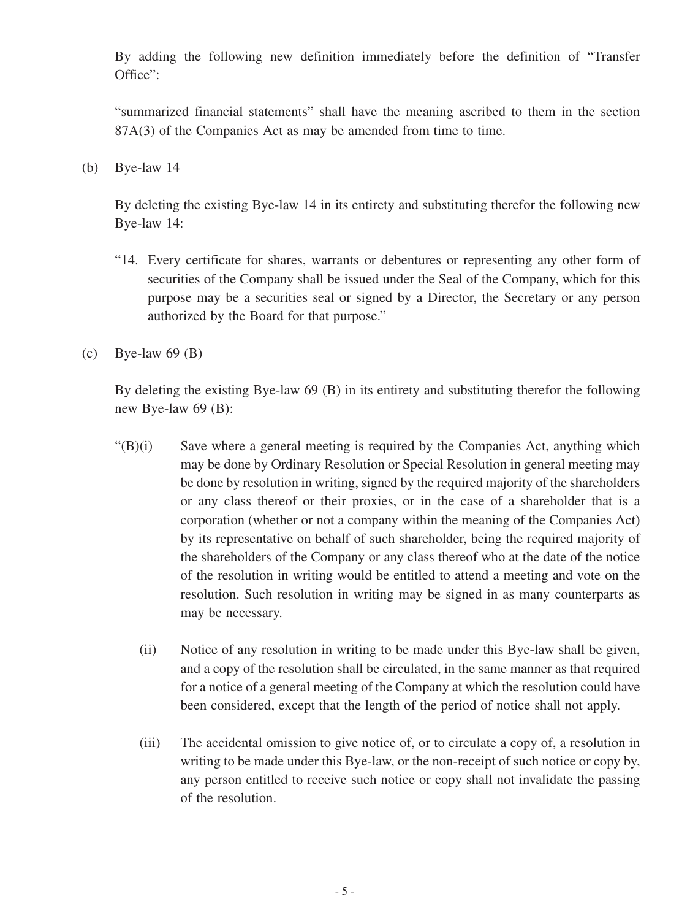By adding the following new definition immediately before the definition of "Transfer Office":

"summarized financial statements" shall have the meaning ascribed to them in the section 87A(3) of the Companies Act as may be amended from time to time.

(b) Bye-law 14

By deleting the existing Bye-law 14 in its entirety and substituting therefor the following new Bye-law 14:

"14. Every certificate for shares, warrants or debentures or representing any other form of securities of the Company shall be issued under the Seal of the Company, which for this purpose may be a securities seal or signed by a Director, the Secretary or any person authorized by the Board for that purpose."

(c) Bye-law 69 (B)

By deleting the existing Bye-law 69 (B) in its entirety and substituting therefor the following new Bye-law 69 (B):

"(B)(i) Save where a general meeting is required by the Companies Act, anything which may be done by Ordinary Resolution or Special Resolution in general meeting may be done by resolution in writing, signed by the required majority of the shareholders or any class thereof or their proxies, or in the case of a shareholder that is a corporation (whether or not a company within the meaning of the Companies Act) by its representative on behalf of such shareholder, being the required majority of the shareholders of the Company or any class thereof who at the date of the notice of the resolution in writing would be entitled to attend a meeting and vote on the resolution. Such resolution in writing may be signed in as many counterparts as may be necessary.

(ii) Notice of any resolution in writing to be made under this Bye-law shall be given, and a copy of the resolution shall be circulated, in the same manner as that required for a notice of a general meeting of the Company at which the resolution could have been considered, except that the length of the period of notice shall not apply.

(iii) The accidental omission to give notice of, or to circulate a copy of, a resolution in writing to be made under this Bye-law, or the non-receipt of such notice or copy by, any person entitled to receive such notice or copy shall not invalidate the passing of the resolution.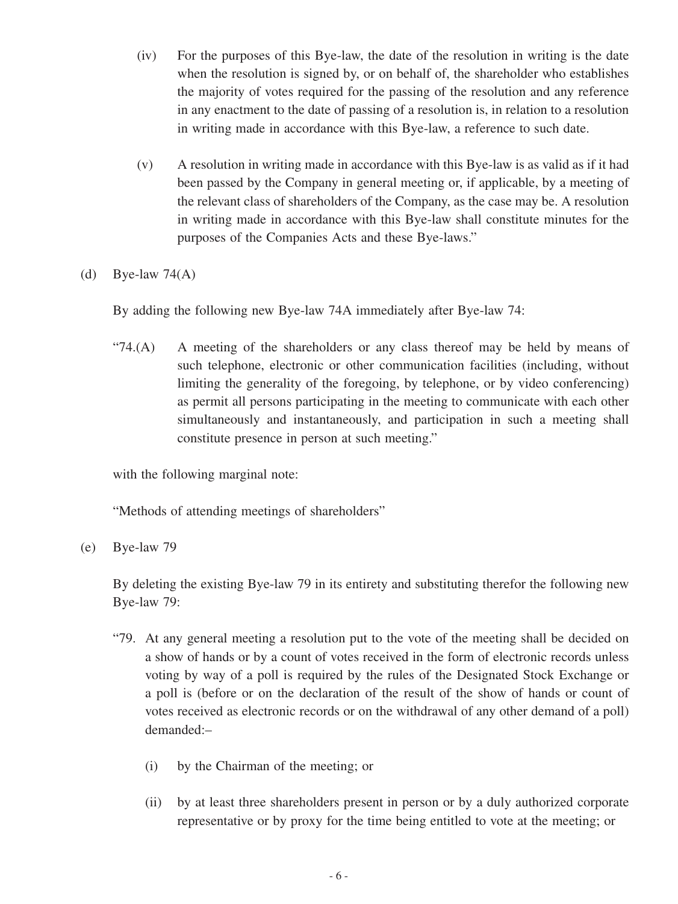(iv) For the purposes of this Bye-law, the date of the resolution in writing is the date when the resolution is signed by, or on behalf of, the shareholder who establishes the majority of votes required for the passing of the resolution and any reference in any enactment to the date of passing of a resolution is, in relation to a resolution in writing made in accordance with this Bye-law, a reference to such date.

(v) A resolution in writing made in accordance with this Bye-law is as valid as if it had been passed by the Company in general meeting or, if applicable, by a meeting of the relevant class of shareholders of the Company, as the case may be. A resolution in writing made in accordance with this Bye-law shall constitute minutes for the purposes of the Companies Acts and these Bye-laws."

(d) Bye-law 74(A)

By adding the following new Bye-law 74A immediately after Bye-law 74:

"74.(A) A meeting of the shareholders or any class thereof may be held by means of such telephone, electronic or other communication facilities (including, without limiting the generality of the foregoing, by telephone, or by video conferencing) as permit all persons participating in the meeting to communicate with each other simultaneously and instantaneously, and participation in such a meeting shall constitute presence in person at such meeting."

with the following marginal note:

"Methods of attending meetings of shareholders"

(e) Bye-law 79

By deleting the existing Bye-law 79 in its entirety and substituting therefor the following new Bye-law 79:

"79. At any general meeting a resolution put to the vote of the meeting shall be decided on a show of hands or by a count of votes received in the form of electronic records unless voting by way of a poll is required by the rules of the Designated Stock Exchange or a poll is (before or on the declaration of the result of the show of hands or count of votes received as electronic records or on the withdrawal of any other demand of a poll) demanded:–

(i) by the Chairman of the meeting; or

(ii) by at least three shareholders present in person or by a duly authorized corporate representative or by proxy for the time being entitled to vote at the meeting; or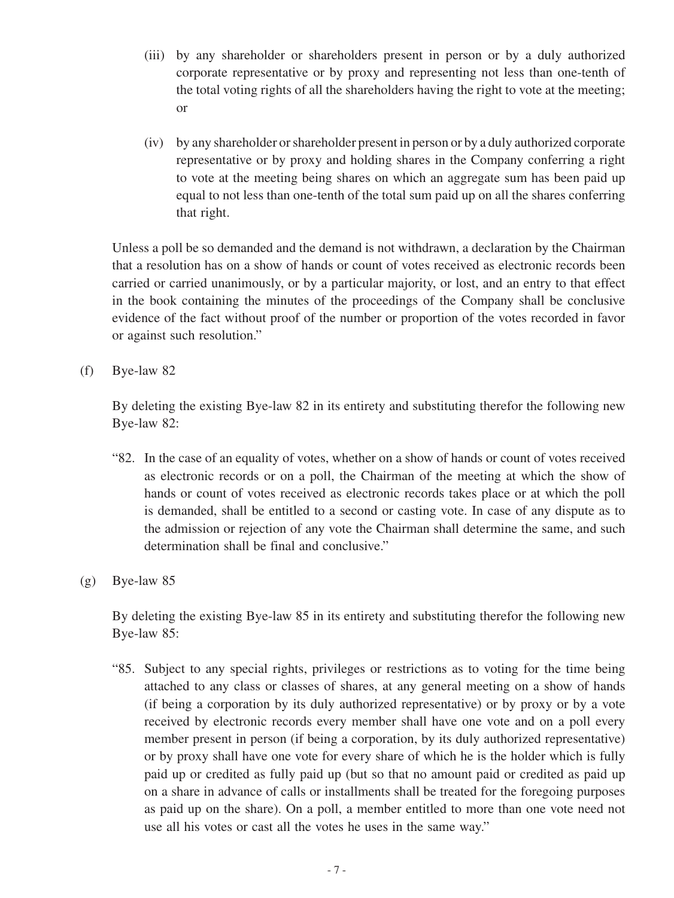(iii) by any shareholder or shareholders present in person or by a duly authorized corporate representative or by proxy and representing not less than one-tenth of the total voting rights of all the shareholders having the right to vote at the meeting; or

(iv) by any shareholder or shareholder present in person or by a duly authorized corporate representative or by proxy and holding shares in the Company conferring a right to vote at the meeting being shares on which an aggregate sum has been paid up equal to not less than one-tenth of the total sum paid up on all the shares conferring that right.

Unless a poll be so demanded and the demand is not withdrawn, a declaration by the Chairman that a resolution has on a show of hands or count of votes received as electronic records been carried or carried unanimously, or by a particular majority, or lost, and an entry to that effect in the book containing the minutes of the proceedings of the Company shall be conclusive evidence of the fact without proof of the number or proportion of the votes recorded in favor or against such resolution."

(f) Bye-law 82

By deleting the existing Bye-law 82 in its entirety and substituting therefor the following new Bye-law 82:

"82. In the case of an equality of votes, whether on a show of hands or count of votes received as electronic records or on a poll, the Chairman of the meeting at which the show of hands or count of votes received as electronic records takes place or at which the poll is demanded, shall be entitled to a second or casting vote. In case of any dispute as to the admission or rejection of any vote the Chairman shall determine the same, and such determination shall be final and conclusive."

(g) Bye-law 85

By deleting the existing Bye-law 85 in its entirety and substituting therefor the following new Bye-law 85:

"85. Subject to any special rights, privileges or restrictions as to voting for the time being attached to any class or classes of shares, at any general meeting on a show of hands (if being a corporation by its duly authorized representative) or by proxy or by a vote received by electronic records every member shall have one vote and on a poll every member present in person (if being a corporation, by its duly authorized representative) or by proxy shall have one vote for every share of which he is the holder which is fully paid up or credited as fully paid up (but so that no amount paid or credited as paid up on a share in advance of calls or installments shall be treated for the foregoing purposes as paid up on the share). On a poll, a member entitled to more than one vote need not use all his votes or cast all the votes he uses in the same way."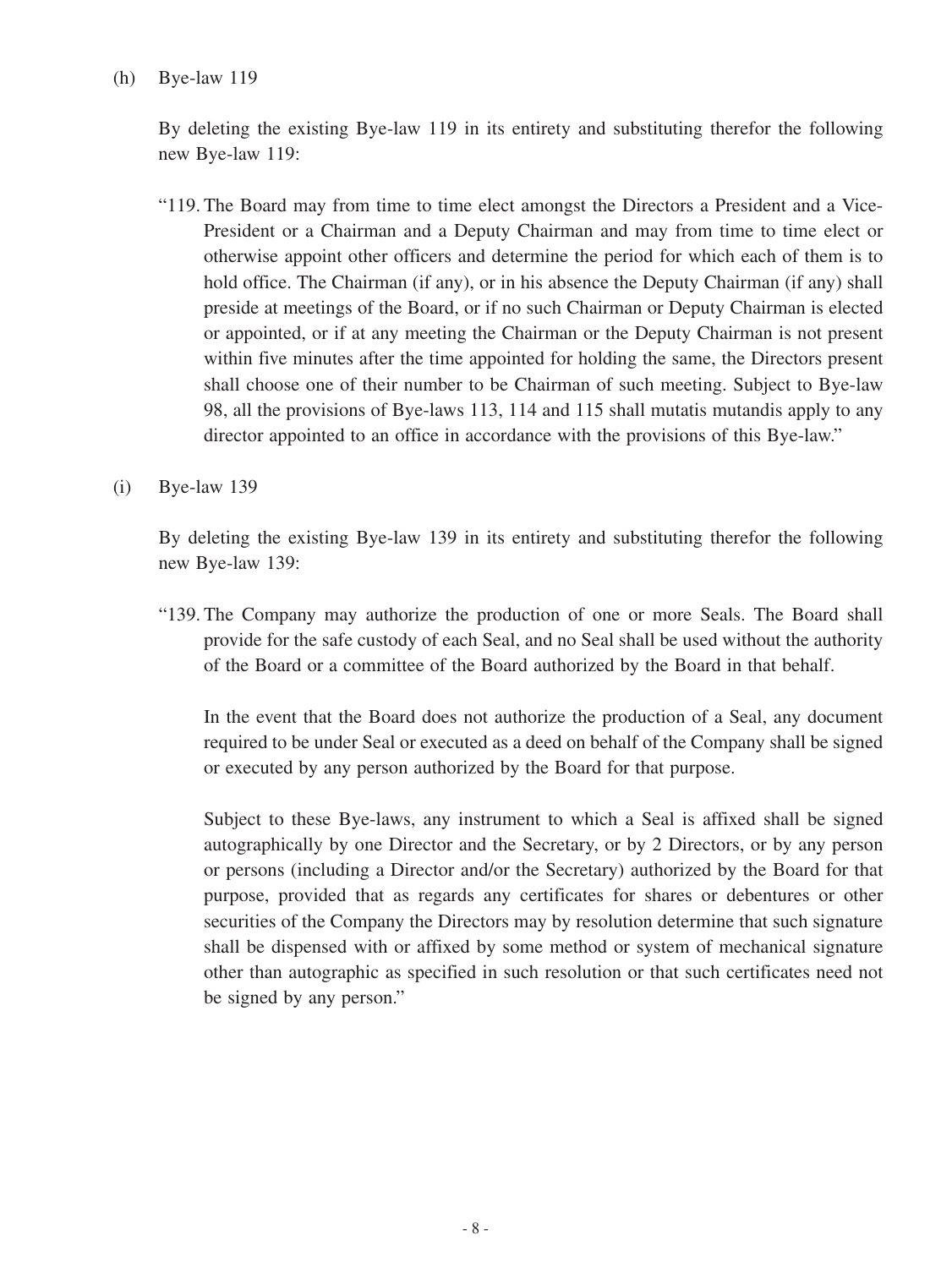(h) Bye-law 119

By deleting the existing Bye-law 119 in its entirety and substituting therefor the following new Bye-law 119:

"119. The Board may from time to time elect amongst the Directors a President and a Vice-President or a Chairman and a Deputy Chairman and may from time to time elect or otherwise appoint other officers and determine the period for which each of them is to hold office. The Chairman (if any), or in his absence the Deputy Chairman (if any) shall preside at meetings of the Board, or if no such Chairman or Deputy Chairman is elected or appointed, or if at any meeting the Chairman or the Deputy Chairman is not present within five minutes after the time appointed for holding the same, the Directors present shall choose one of their number to be Chairman of such meeting. Subject to Bye-law 98, all the provisions of Bye-laws 113, 114 and 115 shall mutatis mutandis apply to any director appointed to an office in accordance with the provisions of this Bye-law."

(i) Bye-law 139

By deleting the existing Bye-law 139 in its entirety and substituting therefor the following new Bye-law 139:

"139. The Company may authorize the production of one or more Seals. The Board shall provide for the safe custody of each Seal, and no Seal shall be used without the authority of the Board or a committee of the Board authorized by the Board in that behalf.

In the event that the Board does not authorize the production of a Seal, any document required to be under Seal or executed as a deed on behalf of the Company shall be signed or executed by any person authorized by the Board for that purpose.

Subject to these Bye-laws, any instrument to which a Seal is affixed shall be signed autographically by one Director and the Secretary, or by 2 Directors, or by any person or persons (including a Director and/or the Secretary) authorized by the Board for that purpose, provided that as regards any certificates for shares or debentures or other securities of the Company the Directors may by resolution determine that such signature shall be dispensed with or affixed by some method or system of mechanical signature other than autographic as specified in such resolution or that such certificates need not be signed by any person."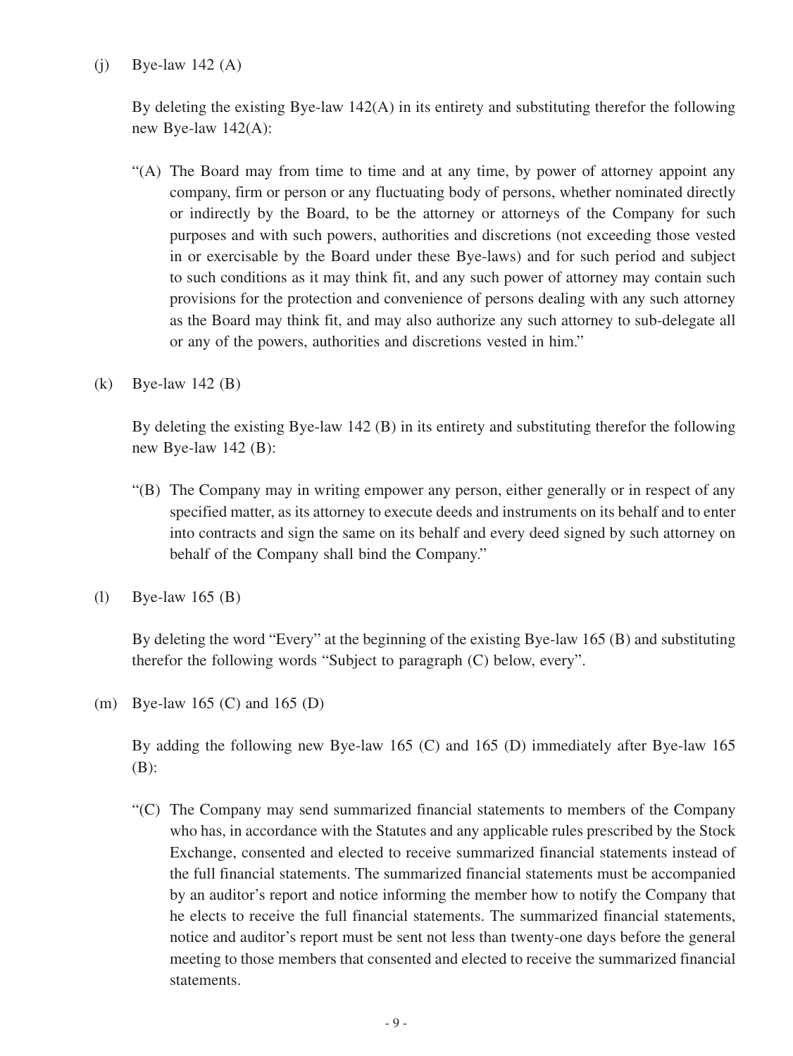(j) Bye-law 142 (A)

By deleting the existing Bye-law 142(A) in its entirety and substituting therefor the following new Bye-law 142(A):

"(A) The Board may from time to time and at any time, by power of attorney appoint any company, firm or person or any fluctuating body of persons, whether nominated directly or indirectly by the Board, to be the attorney or attorneys of the Company for such purposes and with such powers, authorities and discretions (not exceeding those vested in or exercisable by the Board under these Bye-laws) and for such period and subject to such conditions as it may think fit, and any such power of attorney may contain such provisions for the protection and convenience of persons dealing with any such attorney as the Board may think fit, and may also authorize any such attorney to sub-delegate all or any of the powers, authorities and discretions vested in him."

(k) Bye-law 142 (B)

By deleting the existing Bye-law 142 (B) in its entirety and substituting therefor the following new Bye-law 142 (B):

"(B) The Company may in writing empower any person, either generally or in respect of any specified matter, as its attorney to execute deeds and instruments on its behalf and to enter into contracts and sign the same on its behalf and every deed signed by such attorney on behalf of the Company shall bind the Company."

(l) Bye-law 165 (B)

By deleting the word "Every" at the beginning of the existing Bye-law 165 (B) and substituting therefor the following words "Subject to paragraph (C) below, every".

(m) Bye-law 165 (C) and 165 (D)

By adding the following new Bye-law 165 (C) and 165 (D) immediately after Bye-law 165 (B):

"(C) The Company may send summarized financial statements to members of the Company who has, in accordance with the Statutes and any applicable rules prescribed by the Stock Exchange, consented and elected to receive summarized financial statements instead of the full financial statements. The summarized financial statements must be accompanied by an auditor's report and notice informing the member how to notify the Company that he elects to receive the full financial statements. The summarized financial statements, notice and auditor's report must be sent not less than twenty-one days before the general meeting to those members that consented and elected to receive the summarized financial statements.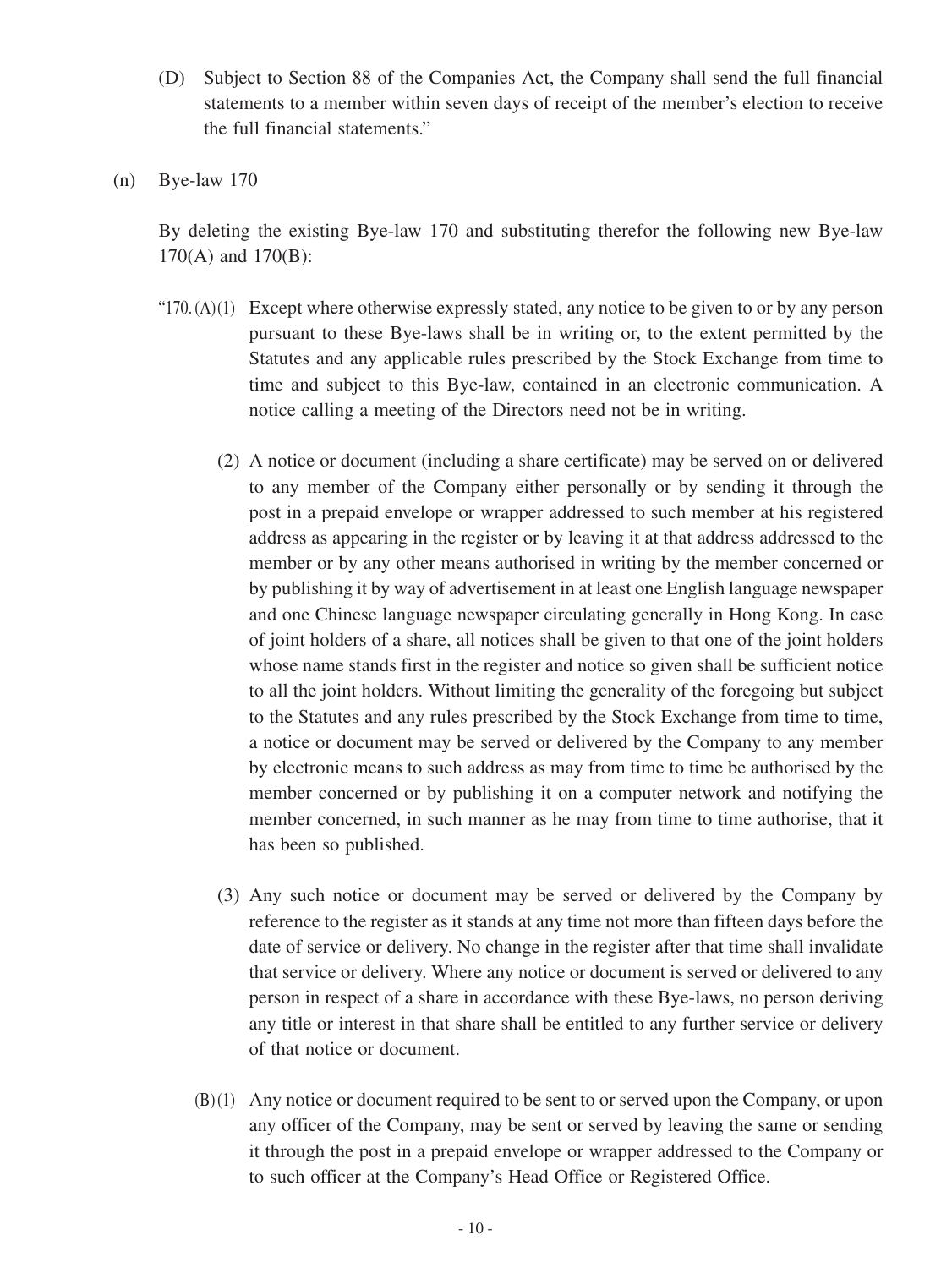(D) Subject to Section 88 of the Companies Act, the Company shall send the full financial statements to a member within seven days of receipt of the member's election to receive the full financial statements."

(n) Bye-law 170

By deleting the existing Bye-law 170 and substituting therefor the following new Bye-law 170(A) and 170(B):

"170. (A)(1) Except where otherwise expressly stated, any notice to be given to or by any person pursuant to these Bye-laws shall be in writing or, to the extent permitted by the Statutes and any applicable rules prescribed by the Stock Exchange from time to time and subject to this Bye-law, contained in an electronic communication. A notice calling a meeting of the Directors need not be in writing.

(2) A notice or document (including a share certificate) may be served on or delivered to any member of the Company either personally or by sending it through the post in a prepaid envelope or wrapper addressed to such member at his registered address as appearing in the register or by leaving it at that address addressed to the member or by any other means authorised in writing by the member concerned or by publishing it by way of advertisement in at least one English language newspaper and one Chinese language newspaper circulating generally in Hong Kong. In case of joint holders of a share, all notices shall be given to that one of the joint holders whose name stands first in the register and notice so given shall be sufficient notice to all the joint holders. Without limiting the generality of the foregoing but subject to the Statutes and any rules prescribed by the Stock Exchange from time to time, a notice or document may be served or delivered by the Company to any member by electronic means to such address as may from time to time be authorised by the member concerned or by publishing it on a computer network and notifying the member concerned, in such manner as he may from time to time authorise, that it has been so published.

(3) Any such notice or document may be served or delivered by the Company by reference to the register as it stands at any time not more than fifteen days before the date of service or delivery. No change in the register after that time shall invalidate that service or delivery. Where any notice or document is served or delivered to any person in respect of a share in accordance with these Bye-laws, no person deriving any title or interest in that share shall be entitled to any further service or delivery of that notice or document.

(B)(1) Any notice or document required to be sent to or served upon the Company, or upon any officer of the Company, may be sent or served by leaving the same or sending it through the post in a prepaid envelope or wrapper addressed to the Company or to such officer at the Company's Head Office or Registered Office.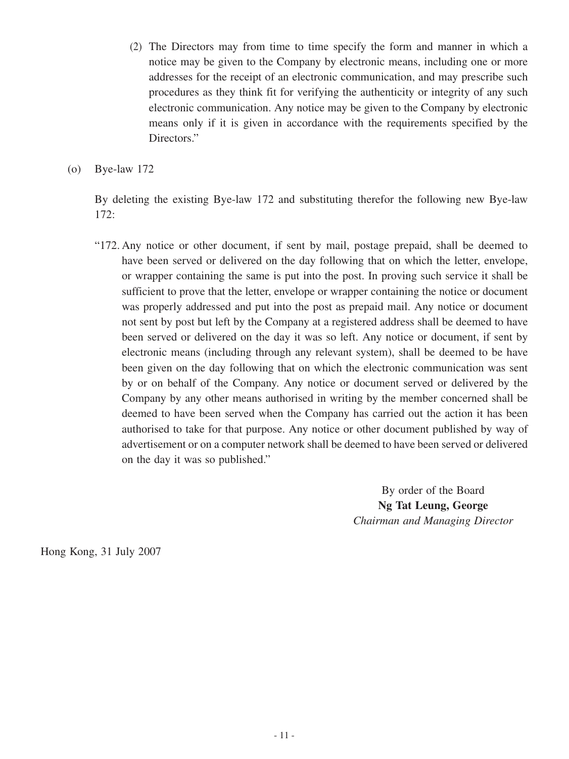(2) The Directors may from time to time specify the form and manner in which a notice may be given to the Company by electronic means, including one or more addresses for the receipt of an electronic communication, and may prescribe such procedures as they think fit for verifying the authenticity or integrity of any such electronic communication. Any notice may be given to the Company by electronic means only if it is given in accordance with the requirements specified by the Directors."

(o) Bye-law 172

By deleting the existing Bye-law 172 and substituting therefor the following new Bye-law 172:

"172. Any notice or other document, if sent by mail, postage prepaid, shall be deemed to have been served or delivered on the day following that on which the letter, envelope, or wrapper containing the same is put into the post. In proving such service it shall be sufficient to prove that the letter, envelope or wrapper containing the notice or document was properly addressed and put into the post as prepaid mail. Any notice or document not sent by post but left by the Company at a registered address shall be deemed to have been served or delivered on the day it was so left. Any notice or document, if sent by electronic means (including through any relevant system), shall be deemed to be have been given on the day following that on which the electronic communication was sent by or on behalf of the Company. Any notice or document served or delivered by the Company by any other means authorised in writing by the member concerned shall be deemed to have been served when the Company has carried out the action it has been authorised to take for that purpose. Any notice or other document published by way of advertisement or on a computer network shall be deemed to have been served or delivered on the day it was so published."

By order of the Board
**Ng Tat Leung, George**
*Chairman and Managing Director*

Hong Kong, 31 July 2007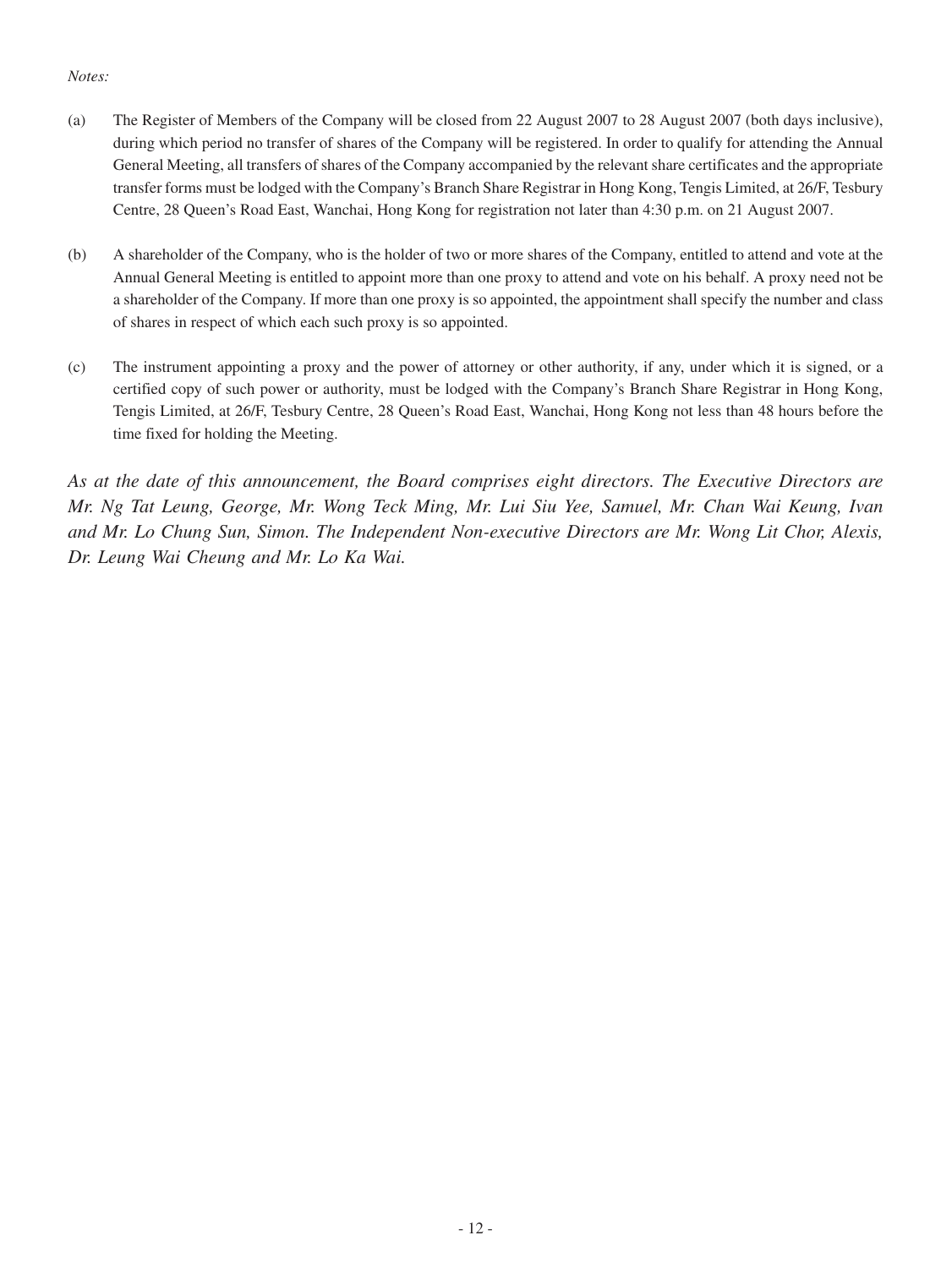*Notes:*

(a) The Register of Members of the Company will be closed from 22 August 2007 to 28 August 2007 (both days inclusive), during which period no transfer of shares of the Company will be registered. In order to qualify for attending the Annual General Meeting, all transfers of shares of the Company accompanied by the relevant share certificates and the appropriate transfer forms must be lodged with the Company's Branch Share Registrar in Hong Kong, Tengis Limited, at 26/F, Tesbury Centre, 28 Queen's Road East, Wanchai, Hong Kong for registration not later than 4:30 p.m. on 21 August 2007.

(b) A shareholder of the Company, who is the holder of two or more shares of the Company, entitled to attend and vote at the Annual General Meeting is entitled to appoint more than one proxy to attend and vote on his behalf. A proxy need not be a shareholder of the Company. If more than one proxy is so appointed, the appointment shall specify the number and class of shares in respect of which each such proxy is so appointed.

(c) The instrument appointing a proxy and the power of attorney or other authority, if any, under which it is signed, or a certified copy of such power or authority, must be lodged with the Company's Branch Share Registrar in Hong Kong, Tengis Limited, at 26/F, Tesbury Centre, 28 Queen's Road East, Wanchai, Hong Kong not less than 48 hours before the time fixed for holding the Meeting.

*As at the date of this announcement, the Board comprises eight directors. The Executive Directors are Mr. Ng Tat Leung, George, Mr. Wong Teck Ming, Mr. Lui Siu Yee, Samuel, Mr. Chan Wai Keung, Ivan and Mr. Lo Chung Sun, Simon. The Independent Non-executive Directors are Mr. Wong Lit Chor, Alexis, Dr. Leung Wai Cheung and Mr. Lo Ka Wai.*